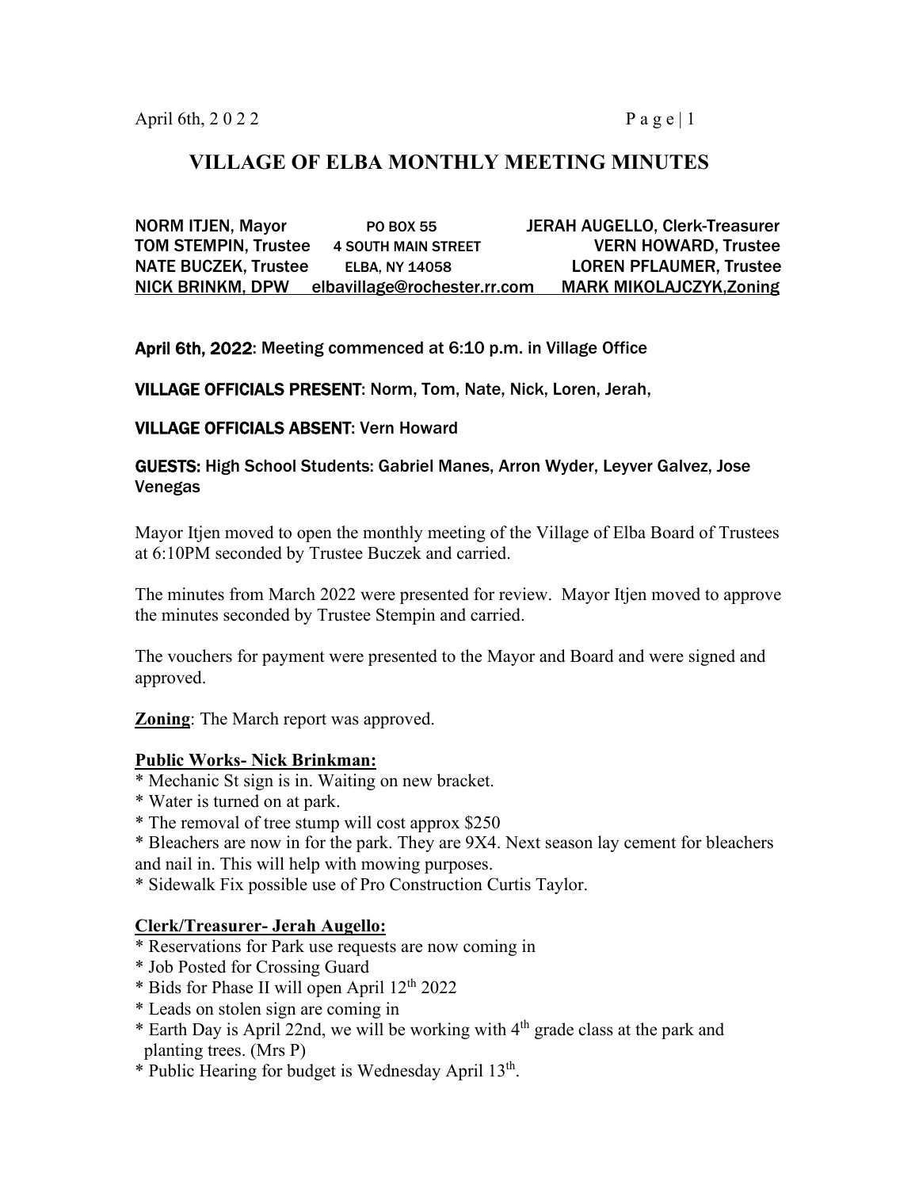# VILLAGE OF ELBA MONTHLY MEETING MINUTES

| NORM ITJEN, Mayor | PO BOX 55 | JERAH AUGELLO, Clerk-Treasurer |
|---|---|---|
| TOM STEMPIN, Trustee | 4 SOUTH MAIN STREET | VERN HOWARD, Trustee |
| NATE BUCZEK, Trustee | ELBA, NY 14058 | LOREN PFLAUMER, Trustee |
| NICK BRINKM, DPW | elbavillage@rochester.rr.com | MARK MIKOLAJCZYK,Zoning |

**April 6th, 2022**: Meeting commenced at 6:10 p.m. in Village Office

**VILLAGE OFFICIALS PRESENT**: Norm, Tom, Nate, Nick, Loren, Jerah,

**VILLAGE OFFICIALS ABSENT**: Vern Howard

**GUESTS:** High School Students: Gabriel Manes, Arron Wyder, Leyver Galvez, Jose Venegas

Mayor Itjen moved to open the monthly meeting of the Village of Elba Board of Trustees at 6:10PM seconded by Trustee Buczek and carried.

The minutes from March 2022 were presented for review. Mayor Itjen moved to approve the minutes seconded by Trustee Stempin and carried.

The vouchers for payment were presented to the Mayor and Board and were signed and approved.

**Zoning**: The March report was approved.

**Public Works- Nick Brinkman:**

* Mechanic St sign is in. Waiting on new bracket.
* Water is turned on at park.
* The removal of tree stump will cost approx $250
* Bleachers are now in for the park. They are 9X4. Next season lay cement for bleachers and nail in. This will help with mowing purposes.
* Sidewalk Fix possible use of Pro Construction Curtis Taylor.

**Clerk/Treasurer- Jerah Augello:**

* Reservations for Park use requests are now coming in
* Job Posted for Crossing Guard
* Bids for Phase II will open April 12th 2022
* Leads on stolen sign are coming in
* Earth Day is April 22nd, we will be working with 4th grade class at the park and planting trees. (Mrs P)
* Public Hearing for budget is Wednesday April 13th.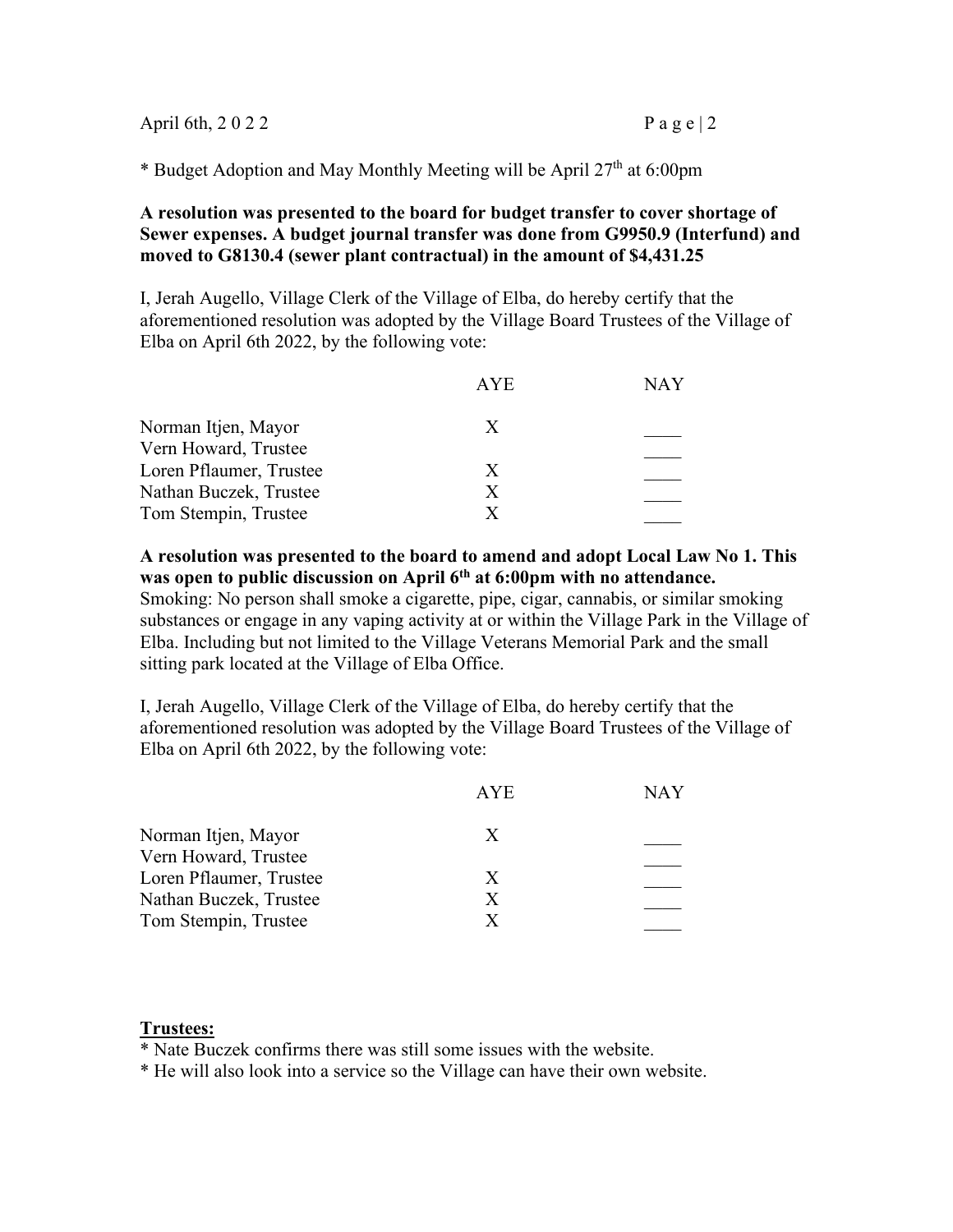* Budget Adoption and May Monthly Meeting will be April 27th at 6:00pm

**A resolution was presented to the board for budget transfer to cover shortage of Sewer expenses. A budget journal transfer was done from G9950.9 (Interfund) and moved to G8130.4 (sewer plant contractual) in the amount of $4,431.25**

I, Jerah Augello, Village Clerk of the Village of Elba, do hereby certify that the aforementioned resolution was adopted by the Village Board Trustees of the Village of Elba on April 6th 2022, by the following vote:

| | AYE | NAY |
|---|---|---|
| Norman Itjen, Mayor | X | ____ |
| Vern Howard, Trustee | | ____ |
| Loren Pflaumer, Trustee | X | ____ |
| Nathan Buczek, Trustee | X | ____ |
| Tom Stempin, Trustee | X | ____ |

**A resolution was presented to the board to amend and adopt Local Law No 1. This was open to public discussion on April 6th at 6:00pm with no attendance.**
Smoking: No person shall smoke a cigarette, pipe, cigar, cannabis, or similar smoking substances or engage in any vaping activity at or within the Village Park in the Village of Elba. Including but not limited to the Village Veterans Memorial Park and the small sitting park located at the Village of Elba Office.

I, Jerah Augello, Village Clerk of the Village of Elba, do hereby certify that the aforementioned resolution was adopted by the Village Board Trustees of the Village of Elba on April 6th 2022, by the following vote:

| | AYE | NAY |
|---|---|---|
| Norman Itjen, Mayor | X | ____ |
| Vern Howard, Trustee | | ____ |
| Loren Pflaumer, Trustee | X | ____ |
| Nathan Buczek, Trustee | X | ____ |
| Tom Stempin, Trustee | X | ____ |

**Trustees:**

* Nate Buczek confirms there was still some issues with the website.
* He will also look into a service so the Village can have their own website.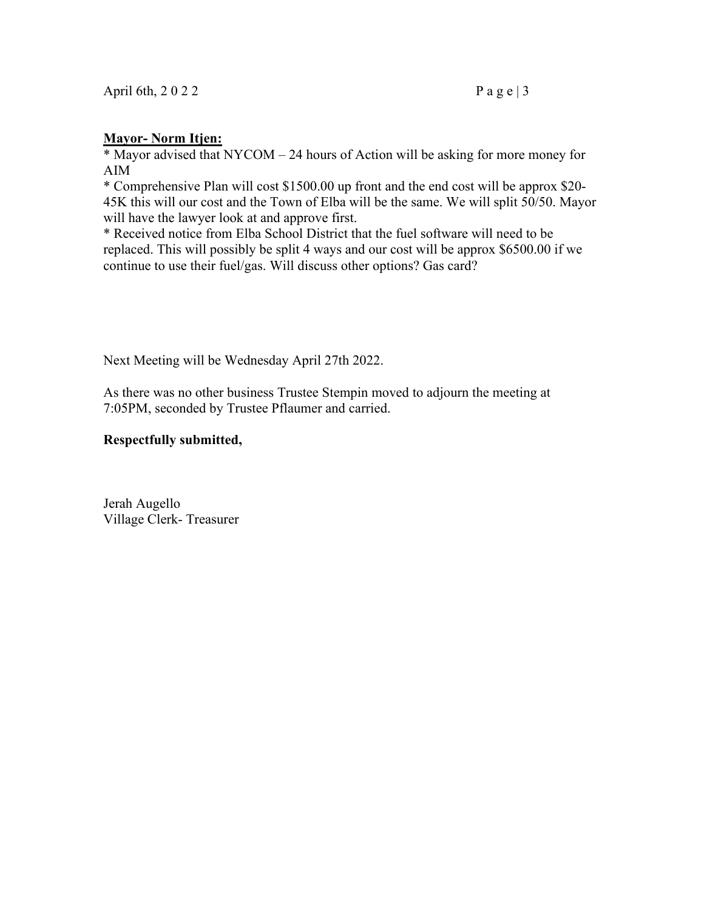**Mayor- Norm Itjen:**

* Mayor advised that NYCOM – 24 hours of Action will be asking for more money for AIM
* Comprehensive Plan will cost $1500.00 up front and the end cost will be approx $20-45K this will our cost and the Town of Elba will be the same. We will split 50/50. Mayor will have the lawyer look at and approve first.
* Received notice from Elba School District that the fuel software will need to be replaced. This will possibly be split 4 ways and our cost will be approx $6500.00 if we continue to use their fuel/gas. Will discuss other options? Gas card?

Next Meeting will be Wednesday April 27th 2022.

As there was no other business Trustee Stempin moved to adjourn the meeting at 7:05PM, seconded by Trustee Pflaumer and carried.

**Respectfully submitted,**

Jerah Augello
Village Clerk- Treasurer